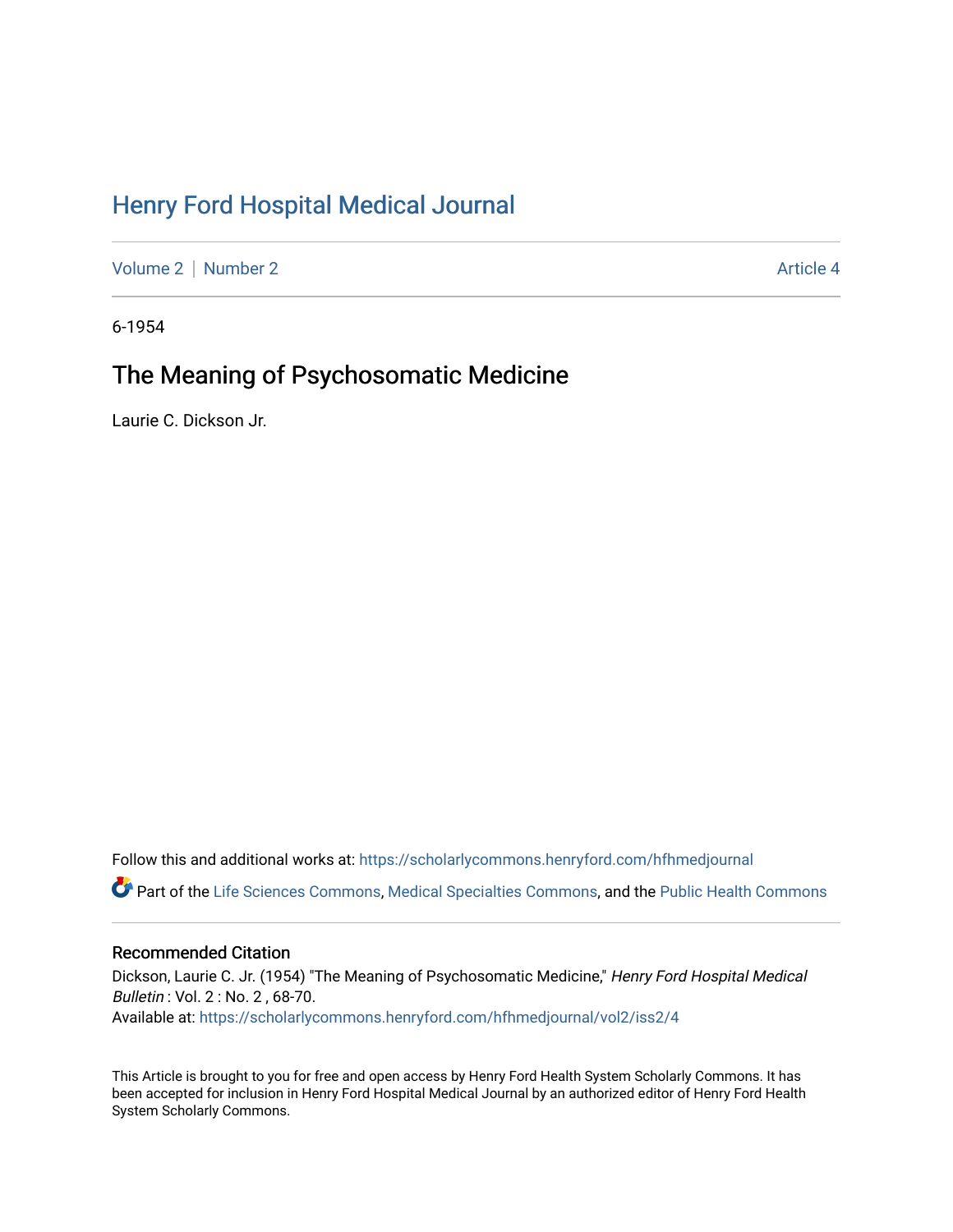# Henry Ford Hospital Medical Journal

Volume 2 | Number 2 Article 4

6-1954

## The Meaning of Psychosomatic Medicine

Laurie C. Dickson Jr.

Follow this and additional works at: https://scholarlycommons.henryford.com/hfhmedjournal

Part of the Life Sciences Commons, Medical Specialties Commons, and the Public Health Commons

### Recommended Citation

Dickson, Laurie C. Jr. (1954) "The Meaning of Psychosomatic Medicine," *Henry Ford Hospital Medical Bulletin* : Vol. 2 : No. 2 , 68-70.
Available at: https://scholarlycommons.henryford.com/hfhmedjournal/vol2/iss2/4

This Article is brought to you for free and open access by Henry Ford Health System Scholarly Commons. It has been accepted for inclusion in Henry Ford Hospital Medical Journal by an authorized editor of Henry Ford Health System Scholarly Commons.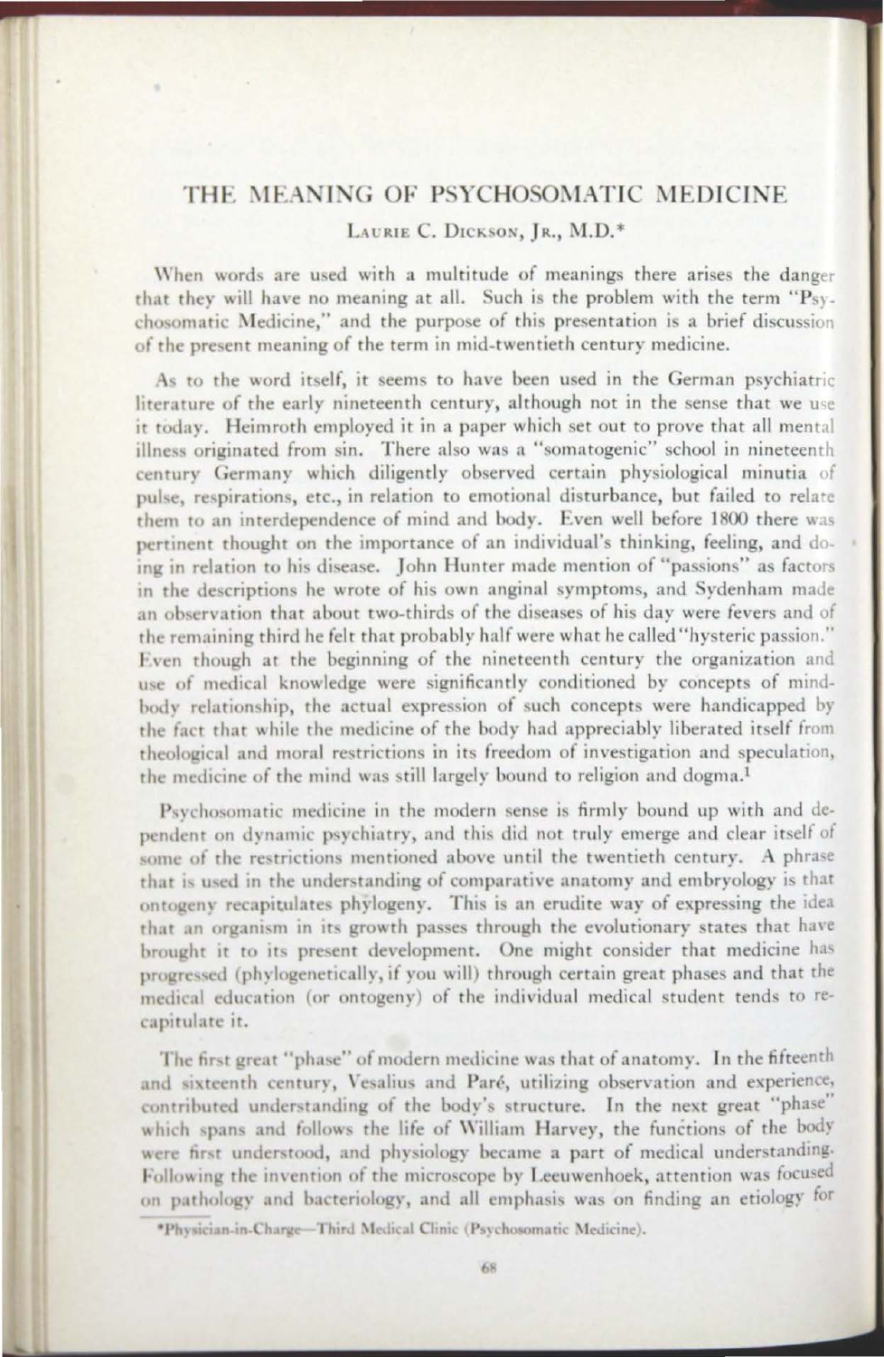# THE MEANING OF PSYCHOSOMATIC MEDICINE

LAURIE C. DICKSON, JR., M.D.*

When words are used with a multitude of meanings there arises the danger that they will have no meaning at all. Such is the problem with the term "Psychosomatic Medicine," and the purpose of this presentation is a brief discussion of the present meaning of the term in mid-twentieth century medicine.

As to the word itself, it seems to have been used in the German psychiatric literature of the early nineteenth century, although not in the sense that we use it today. Heimroth employed it in a paper which set out to prove that all mental illness originated from sin. There also was a "somatogenic" school in nineteenth century Germany which diligently observed certain physiological minutia of pulse, respirations, etc., in relation to emotional disturbance, but failed to relate them to an interdependence of mind and body. Even well before 1800 there was pertinent thought on the importance of an individual's thinking, feeling, and doing in relation to his disease. John Hunter made mention of "passions" as factors in the descriptions he wrote of his own anginal symptoms, and Sydenham made an observation that about two-thirds of the diseases of his day were fevers and of the remaining third he felt that probably half were what he called "hysteric passion." Even though at the beginning of the nineteenth century the organization and use of medical knowledge were significantly conditioned by concepts of mind-body relationship, the actual expression of such concepts were handicapped by the fact that while the medicine of the body had appreciably liberated itself from theological and moral restrictions in its freedom of investigation and speculation, the medicine of the mind was still largely bound to religion and dogma.[1]

Psychosomatic medicine in the modern sense is firmly bound up with and dependent on dynamic psychiatry, and this did not truly emerge and clear itself of some of the restrictions mentioned above until the twentieth century. A phrase that is used in the understanding of comparative anatomy and embryology is that ontogeny recapitulates phylogeny. This is an erudite way of expressing the idea that an organism in its growth passes through the evolutionary states that have brought it to its present development. One might consider that medicine has progressed (phylogenetically, if you will) through certain great phases and that the medical education (or ontogeny) of the individual medical student tends to recapitulate it.

The first great "phase" of modern medicine was that of anatomy. In the fifteenth and sixteenth century, Vesalius and Paré, utilizing observation and experience, contributed understanding of the body's structure. In the next great "phase" which spans and follows the life of William Harvey, the functions of the body were first understood, and physiology became a part of medical understanding. Following the invention of the microscope by Leeuwenhoek, attention was focused on pathology and bacteriology, and all emphasis was on finding an etiology for

*Physician-in-Charge—Third Medical Clinic (Psychosomatic Medicine).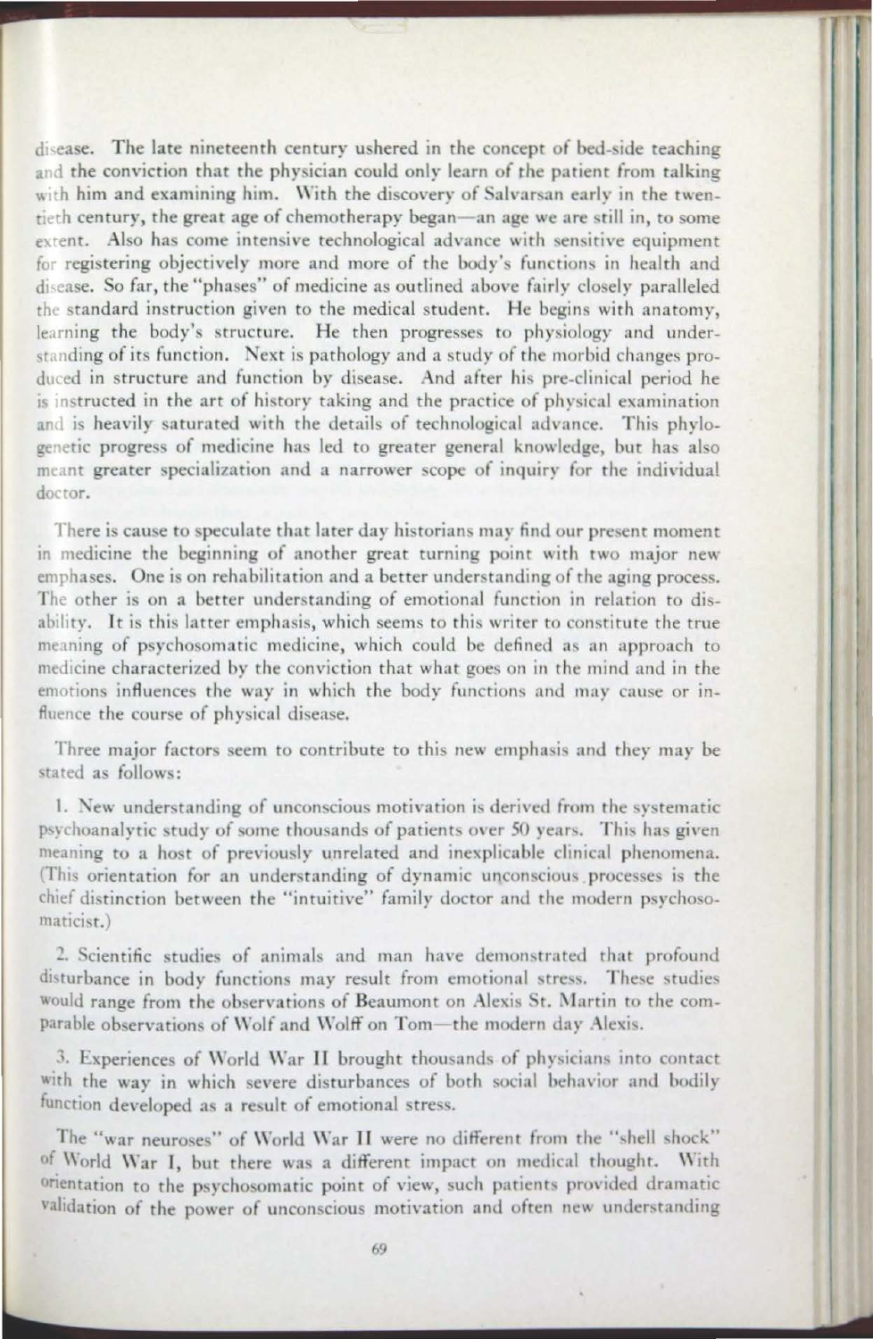disease. The late nineteenth century ushered in the concept of bed-side teaching and the conviction that the physician could only learn of the patient from talking with him and examining him. With the discovery of Salvarsan early in the twentieth century, the great age of chemotherapy began—an age we are still in, to some extent. Also has come intensive technological advance with sensitive equipment for registering objectively more and more of the body's functions in health and disease. So far, the "phases" of medicine as outlined above fairly closely paralleled the standard instruction given to the medical student. He begins with anatomy, learning the body's structure. He then progresses to physiology and understanding of its function. Next is pathology and a study of the morbid changes produced in structure and function by disease. And after his pre-clinical period he is instructed in the art of history taking and the practice of physical examination and is heavily saturated with the details of technological advance. This phylogenetic progress of medicine has led to greater general knowledge, but has also meant greater specialization and a narrower scope of inquiry for the individual doctor.

There is cause to speculate that later day historians may find our present moment in medicine the beginning of another great turning point with two major new emphases. One is on rehabilitation and a better understanding of the aging process. The other is on a better understanding of emotional function in relation to disability. It is this latter emphasis, which seems to this writer to constitute the true meaning of psychosomatic medicine, which could be defined as an approach to medicine characterized by the conviction that what goes on in the mind and in the emotions influences the way in which the body functions and may cause or influence the course of physical disease.

Three major factors seem to contribute to this new emphasis and they may be stated as follows:

1. New understanding of unconscious motivation is derived from the systematic psychoanalytic study of some thousands of patients over 50 years. This has given meaning to a host of previously unrelated and inexplicable clinical phenomena. (This orientation for an understanding of dynamic unconscious processes is the chief distinction between the "intuitive" family doctor and the modern psychosomaticist.)

2. Scientific studies of animals and man have demonstrated that profound disturbance in body functions may result from emotional stress. These studies would range from the observations of Beaumont on Alexis St. Martin to the comparable observations of Wolf and Wolff on Tom—the modern day Alexis.

3. Experiences of World War II brought thousands of physicians into contact with the way in which severe disturbances of both social behavior and bodily function developed as a result of emotional stress.

The "war neuroses" of World War II were no different from the "shell shock" of World War I, but there was a different impact on medical thought. With orientation to the psychosomatic point of view, such patients provided dramatic validation of the power of unconscious motivation and often new understanding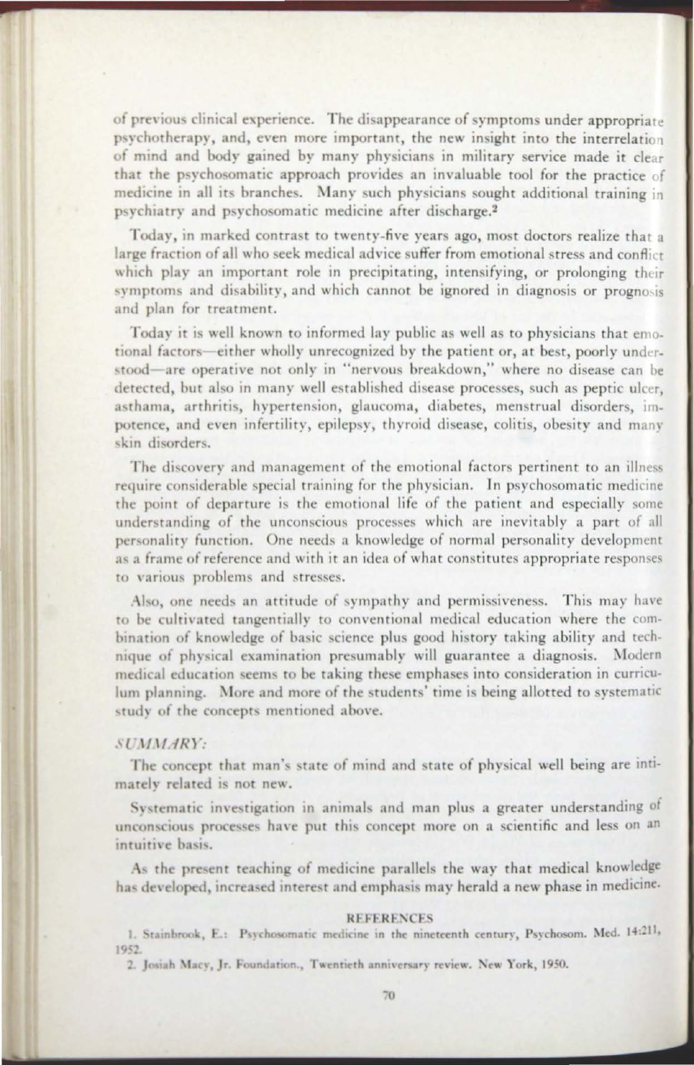of previous clinical experience. The disappearance of symptoms under appropriate psychotherapy, and, even more important, the new insight into the interrelation of mind and body gained by many physicians in military service made it clear that the psychosomatic approach provides an invaluable tool for the practice of medicine in all its branches. Many such physicians sought additional training in psychiatry and psychosomatic medicine after discharge.[2]

Today, in marked contrast to twenty-five years ago, most doctors realize that a large fraction of all who seek medical advice suffer from emotional stress and conflict which play an important role in precipitating, intensifying, or prolonging their symptoms and disability, and which cannot be ignored in diagnosis or prognosis and plan for treatment.

Today it is well known to informed lay public as well as to physicians that emotional factors—either wholly unrecognized by the patient or, at best, poorly understood—are operative not only in "nervous breakdown," where no disease can be detected, but also in many well established disease processes, such as peptic ulcer, asthama, arthritis, hypertension, glaucoma, diabetes, menstrual disorders, impotence, and even infertility, epilepsy, thyroid disease, colitis, obesity and many skin disorders.

The discovery and management of the emotional factors pertinent to an illness require considerable special training for the physician. In psychosomatic medicine the point of departure is the emotional life of the patient and especially some understanding of the unconscious processes which are inevitably a part of all personality function. One needs a knowledge of normal personality development as a frame of reference and with it an idea of what constitutes appropriate responses to various problems and stresses.

Also, one needs an attitude of sympathy and permissiveness. This may have to be cultivated tangentially to conventional medical education where the combination of knowledge of basic science plus good history taking ability and technique of physical examination presumably will guarantee a diagnosis. Modern medical education seems to be taking these emphases into consideration in curriculum planning. More and more of the students' time is being allotted to systematic study of the concepts mentioned above.

*SUMMARY:*

The concept that man's state of mind and state of physical well being are intimately related is not new.

Systematic investigation in animals and man plus a greater understanding of unconscious processes have put this concept more on a scientific and less on an intuitive basis.

As the present teaching of medicine parallels the way that medical knowledge has developed, increased interest and emphasis may herald a new phase in medicine.

## REFERENCES

1. Stainbrook, E.: Psychosomatic medicine in the nineteenth century, Psychosom. Med. 14:211, 1952.
2. Josiah Macy, Jr. Foundation., Twentieth anniversary review. New York, 1950.